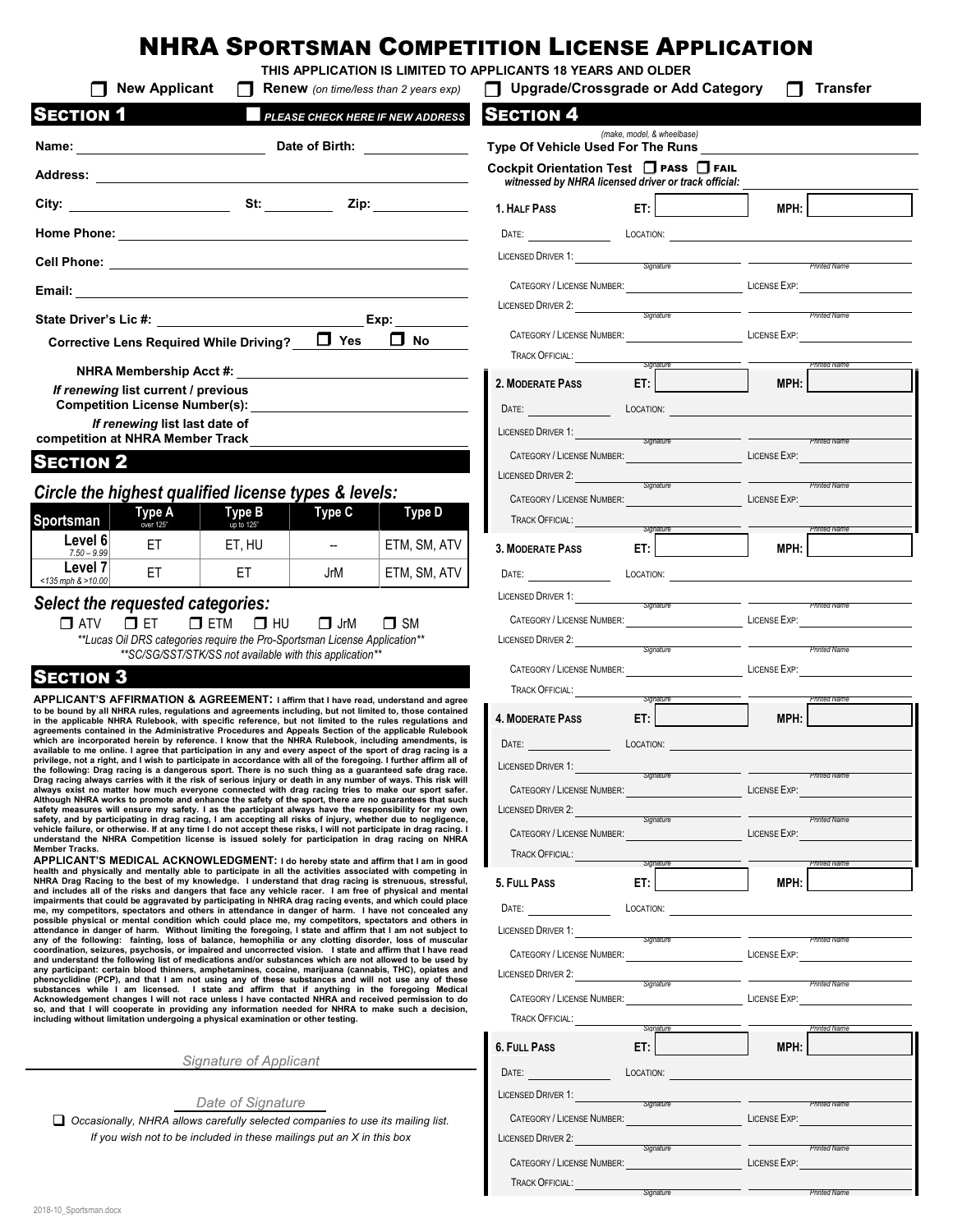# NHRA Sportsman Competition License Application

**THIS APPLICATION IS LIMITED TO APPLICANTS 18 YEARS AND OLDER**

❒ **New Applicant** ❒ **Renew** *(on time/less than 2 years exp)* ❒ **Upgrade/Crossgrade or Add Category** ❒ **Transfer**

## Section 1

❒ *PLEASE CHECK HERE IF NEW ADDRESS*

**Name:** ____________ **Date of Birth:** ____________

**Address:** ____________

**City:** ____________ **St:** ________ **Zip:** ____________

**Home Phone:** ____________

**Cell Phone:** ____________

**Email:** ____________

**State Driver's Lic #:** ____________ **Exp:** ________

**Corrective Lens Required While Driving?** ❒ **Yes** ❒ **No**

**NHRA Membership Acct #:** ____________

***If renewing* list current / previous Competition License Number(s):** ____________

***If renewing* list last date of competition at NHRA Member Track** ____________

## Section 2

### *Circle the highest qualified license types & levels:*

| Sportsman | Type A (over 125") | Type B (up to 125") | Type C | Type D |
|---|---|---|---|---|
| Level 6 (7.50 – 9.99) | ET | ET, HU | -- | ETM, SM, ATV |
| Level 7 (<135 mph & >10.00) | ET | ET | JrM | ETM, SM, ATV |

### *Select the requested categories:*

❒ ATV ❒ ET ❒ ETM ❒ HU ❒ JrM ❒ SM

*\*\*Lucas Oil DRS categories require the Pro-Sportsman License Application\*\**

*\*\*SC/SG/SST/STK/SS not available with this application\*\**

## Section 3

**APPLICANT'S AFFIRMATION & AGREEMENT: I affirm that I have read, understand and agree to be bound by all NHRA rules, regulations and agreements including, but not limited to, those contained in the applicable NHRA Rulebook, with specific reference, but not limited to the rules regulations and agreements contained in the Administrative Procedures and Appeals Section of the applicable Rulebook which are incorporated herein by reference. I know that the NHRA Rulebook, including amendments, is available to me online. I agree that participation in any and every aspect of the sport of drag racing is a privilege, not a right, and I wish to participate in accordance with all of the foregoing. I further affirm all of the following: Drag racing is a dangerous sport. There is no such thing as a guaranteed safe drag race. Drag racing always carries with it the risk of serious injury or death in any number of ways. This risk will always exist no matter how much everyone connected with drag racing tries to make our sport safer. Although NHRA works to promote and enhance the safety of the sport, there are no guarantees that such safety measures will ensure my safety. I as the participant always have the responsibility for my own safety, and by participating in drag racing, I am accepting all risks of injury, whether due to negligence, vehicle failure, or otherwise. If at any time I do not accept these risks, I will not participate in drag racing. I understand the NHRA Competition license is issued solely for participation in drag racing on NHRA Member Tracks.**

**APPLICANT'S MEDICAL ACKNOWLEDGMENT: I do hereby state and affirm that I am in good health and physically and mentally able to participate in all the activities associated with competing in NHRA Drag Racing to the best of my knowledge. I understand that drag racing is strenuous, stressful, and includes all of the risks and dangers that face any vehicle racer. I am free of physical and mental impairments that could be aggravated by participating in NHRA drag racing events, and which could place me, my competitors, spectators and others in attendance in danger of harm. I have not concealed any possible physical or mental condition which could place me, my competitors, spectators and others in attendance in danger of harm. Without limiting the foregoing, I state and affirm that I am not subject to any of the following: fainting, loss of balance, hemophilia or any clotting disorder, loss of muscular coordination, seizures, psychosis, or impaired and uncorrected vision. I state and affirm that I have read and understand the following list of medications and/or substances which are not allowed to be used by any participant: certain blood thinners, amphetamines, cocaine, marijuana (cannabis, THC), opiates and phencyclidine (PCP), and that I am not using any of these substances and will not use any of these substances while I am licensed. I state and affirm that if anything in the foregoing Medical Acknowledgement changes I will not race unless I have contacted NHRA and received permission to do so, and that I will cooperate in providing any information needed for NHRA to make such a decision, including without limitation undergoing a physical examination or other testing.**

____________
*Signature of Applicant*

____________
*Date of Signature*

❒ *Occasionally, NHRA allows carefully selected companies to use its mailing list. If you wish not to be included in these mailings put an X in this box*

## Section 4

**Type Of Vehicle Used For The Runs** *(make, model, & wheelbase)* ____________

**Cockpit Orientation Test** ❒ PASS ❒ FAIL
*witnessed by NHRA licensed driver or track official:* ____________

**1. Half Pass** **ET:** ________ **MPH:** ________

Date: ________ Location: ____________

Licensed Driver 1: ____________ (Signature) ____________ (Printed Name)

Category / License Number: ____________ License Exp: ________

Licensed Driver 2: ____________ (Signature) ____________ (Printed Name)

Category / License Number: ____________ License Exp: ________

Track Official: ____________ (Signature) ____________ (Printed Name)

**2. Moderate Pass** **ET:** ________ **MPH:** ________

Date: ________ Location: ____________

Licensed Driver 1: ____________ (Signature) ____________ (Printed Name)

Category / License Number: ____________ License Exp: ________

Licensed Driver 2: ____________ (Signature) ____________ (Printed Name)

Category / License Number: ____________ License Exp: ________

Track Official: ____________ (Signature) ____________ (Printed Name)

**3. Moderate Pass** **ET:** ________ **MPH:** ________

Date: ________ Location: ____________

Licensed Driver 1: ____________ (Signature) ____________ (Printed Name)

Category / License Number: ____________ License Exp: ________

Licensed Driver 2: ____________ (Signature) ____________ (Printed Name)

Category / License Number: ____________ License Exp: ________

Track Official: ____________ (Signature) ____________ (Printed Name)

**4. Moderate Pass** **ET:** ________ **MPH:** ________

Date: ________ Location: ____________

Licensed Driver 1: ____________ (Signature) ____________ (Printed Name)

Category / License Number: ____________ License Exp: ________

Licensed Driver 2: ____________ (Signature) ____________ (Printed Name)

Category / License Number: ____________ License Exp: ________

Track Official: ____________ (Signature) ____________ (Printed Name)

**5. Full Pass** **ET:** ________ **MPH:** ________

Date: ________ Location: ____________

Licensed Driver 1: ____________ (Signature) ____________ (Printed Name)

Category / License Number: ____________ License Exp: ________

Licensed Driver 2: ____________ (Signature) ____________ (Printed Name)

Category / License Number: ____________ License Exp: ________

Track Official: ____________ (Signature) ____________ (Printed Name)

**6. Full Pass** **ET:** ________ **MPH:** ________

Date: ________ Location: ____________

Licensed Driver 1: ____________ (Signature) ____________ (Printed Name)

Category / License Number: ____________ License Exp: ________

Licensed Driver 2: ____________ (Signature) ____________ (Printed Name)

Category / License Number: ____________ License Exp: ________

Track Official: ____________ (Signature) ____________ (Printed Name)

2018-10_Sportsman.docx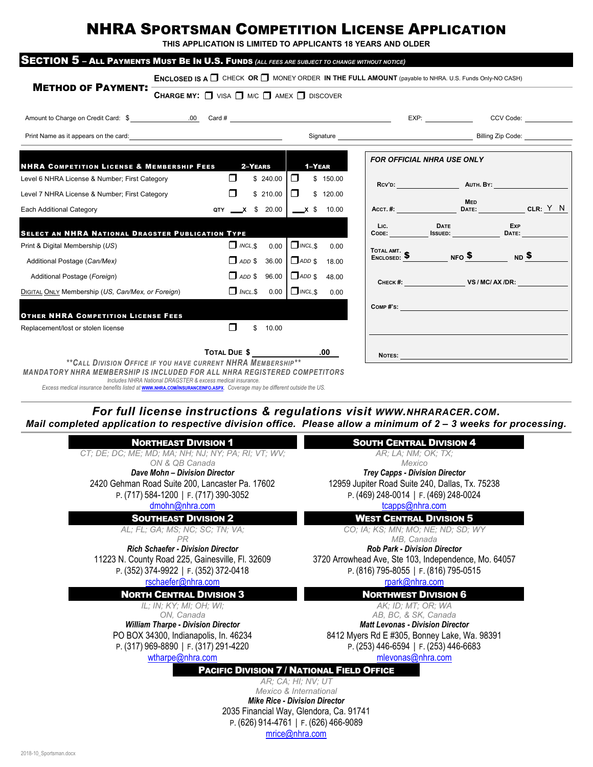# NHRA Sportsman Competition License Application

**THIS APPLICATION IS LIMITED TO APPLICANTS 18 YEARS AND OLDER**

## Section 5 – All Payments Must Be In U.S. Funds *(ALL FEES ARE SUBJECT TO CHANGE WITHOUT NOTICE)*

**METHOD OF PAYMENT:**

**ENCLOSED IS A** ☐ CHECK **OR** ☐ MONEY ORDER **IN THE FULL AMOUNT** (payable to NHRA. U.S. Funds Only-NO CASH)

**CHARGE MY:** ☐ VISA ☐ M/C ☐ AMEX ☐ DISCOVER

Amount to Charge on Credit Card: $ ______________.00 Card # ______________________________ EXP: __________ CCV Code: __________

Print Name as it appears on the card: ______________________________ Signature ______________________________ Billing Zip Code: __________

| NHRA Competition License & Membership Fees | 2–Years | 1–Year |
|---|---|---|
| Level 6 NHRA License & Number; First Category | ☐ $ 240.00 | ☐ $ 150.00 |
| Level 7 NHRA License & Number; First Category | ☐ $ 210.00 | ☐ $ 120.00 |
| Each Additional Category | QTY ___X $ 20.00 | ___X $ 10.00 |
| **Select an NHRA National Dragster Publication Type** | | |
| Print & Digital Membership (*US*) | ☐ INCL. $ 0.00 | ☐ INCL. $ 0.00 |
| Additional Postage (*Can/Mex*) | ☐ ADD $ 36.00 | ☐ ADD $ 18.00 |
| Additional Postage (*Foreign*) | ☐ ADD $ 96.00 | ☐ ADD $ 48.00 |
| Digital Only Membership (*US, Can/Mex, or Foreign*) | ☐ INCL. $ 0.00 | ☐ INCL. $ 0.00 |
| **Other NHRA Competition License Fees** | | |
| Replacement/lost or stolen license | ☐ $ 10.00 | |

**TOTAL DUE $** ______________**.00**

***\*\*CALL DIVISION OFFICE IF YOU HAVE CURRENT NHRA MEMBERSHIP\*\****

***MANDATORY NHRA MEMBERSHIP IS INCLUDED FOR ALL NHRA REGISTERED COMPETITORS***

*Includes NHRA National DRAGSTER & excess medical insurance.*

*Excess medical insurance benefits listed at WWW.NHRA.COM/INSURANCEINFO.ASPX. Coverage may be different outside the US.*

**FOR OFFICIAL NHRA USE ONLY**

RCV'D: __________ AUTH. BY: __________

ACCT. #: __________ MED DATE: __________ CLR: Y N

LIC. CODE: __________ DATE ISSUED: __________ EXP DATE: __________

TOTAL AMT. ENCLOSED: $ __________ NFO $ __________ ND $ __________

CHECK #: __________ VS / MC/ AX /DR: __________

COMP #'S: __________

NOTES: __________

***For full license instructions & regulations visit WWW.NHRARACER.COM.***

***Mail completed application to respective division office. Please allow a minimum of 2 – 3 weeks for processing.***

### Northeast Division 1
*CT; DE; DC; ME; MD; MA; NH; NJ; NY; PA; RI; VT; WV; ON & QB Canada*
***Dave Mohn – Division Director***
2420 Gehman Road Suite 200, Lancaster Pa. 17602
P. (717) 584-1200 | F. (717) 390-3052
dmohn@nhra.com

### South Central Division 4
*AR; LA; NM; OK; TX; Mexico*
***Trey Capps - Division Director***
12959 Jupiter Road Suite 240, Dallas, Tx. 75238
P. (469) 248-0014 | F. (469) 248-0024
tcapps@nhra.com

### Southeast Division 2
*AL; FL; GA; MS; NC; SC; TN; VA; PR*
***Rich Schaefer - Division Director***
11223 N. County Road 225, Gainesville, Fl. 32609
P. (352) 374-9922 | F. (352) 372-0418
rschaefer@nhra.com

### West Central Division 5
*CO; IA; KS; MN; MO; NE; ND; SD; WY MB, Canada*
***Rob Park - Division Director***
3720 Arrowhead Ave, Ste 103, Independence, Mo. 64057
P. (816) 795-8055 | F. (816) 795-0515
rpark@nhra.com

### North Central Division 3
*IL; IN; KY; MI; OH; WI; ON, Canada*
***William Tharpe - Division Director***
PO BOX 34300, Indianapolis, In. 46234
P. (317) 969-8890 | F. (317) 291-4220
wtharpe@nhra.com

### Northwest Division 6
*AK; ID; MT; OR; WA AB, BC, & SK, Canada*
***Matt Levonas - Division Director***
8412 Myers Rd E #305, Bonney Lake, Wa. 98391
P. (253) 446-6594 | F. (253) 446-6683
mlevonas@nhra.com

### Pacific Division 7 / National Field Office
*AR; CA; HI; NV; UT Mexico & International*
***Mike Rice - Division Director***
2035 Financial Way, Glendora, Ca. 91741
P. (626) 914-4761 | F. (626) 466-9089
mrice@nhra.com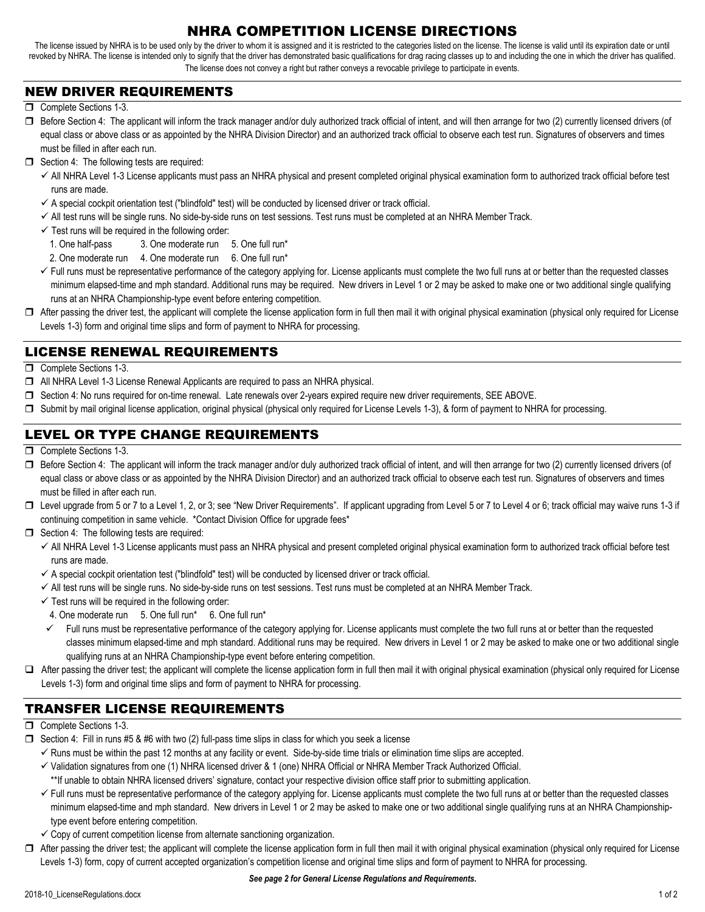# NHRA COMPETITION LICENSE DIRECTIONS

The license issued by NHRA is to be used only by the driver to whom it is assigned and it is restricted to the categories listed on the license. The license is valid until its expiration date or until revoked by NHRA. The license is intended only to signify that the driver has demonstrated basic qualifications for drag racing classes up to and including the one in which the driver has qualified. The license does not convey a right but rather conveys a revocable privilege to participate in events.

## NEW DRIVER REQUIREMENTS

- ☐ Complete Sections 1-3.
- ☐ Before Section 4: The applicant will inform the track manager and/or duly authorized track official of intent, and will then arrange for two (2) currently licensed drivers (of equal class or above class or as appointed by the NHRA Division Director) and an authorized track official to observe each test run. Signatures of observers and times must be filled in after each run.
- ☐ Section 4: The following tests are required:
  - ✓ All NHRA Level 1-3 License applicants must pass an NHRA physical and present completed original physical examination form to authorized track official before test runs are made.
  - ✓ A special cockpit orientation test ("blindfold" test) will be conducted by licensed driver or track official.
  - ✓ All test runs will be single runs. No side-by-side runs on test sessions. Test runs must be completed at an NHRA Member Track.
  - ✓ Test runs will be required in the following order:
    1. One half-pass
    2. One moderate run
    3. One moderate run
    4. One moderate run
    5. One full run*
    6. One full run*
  - ✓ Full runs must be representative performance of the category applying for. License applicants must complete the two full runs at or better than the requested classes minimum elapsed-time and mph standard. Additional runs may be required. New drivers in Level 1 or 2 may be asked to make one or two additional single qualifying runs at an NHRA Championship-type event before entering competition.
- ☐ After passing the driver test, the applicant will complete the license application form in full then mail it with original physical examination (physical only required for License Levels 1-3) form and original time slips and form of payment to NHRA for processing.

## LICENSE RENEWAL REQUIREMENTS

- ☐ Complete Sections 1-3.
- ☐ All NHRA Level 1-3 License Renewal Applicants are required to pass an NHRA physical.
- ☐ Section 4: No runs required for on-time renewal. Late renewals over 2-years expired require new driver requirements, SEE ABOVE.
- ☐ Submit by mail original license application, original physical (physical only required for License Levels 1-3), & form of payment to NHRA for processing.

## LEVEL OR TYPE CHANGE REQUIREMENTS

- ☐ Complete Sections 1-3.
- ☐ Before Section 4: The applicant will inform the track manager and/or duly authorized track official of intent, and will then arrange for two (2) currently licensed drivers (of equal class or above class or as appointed by the NHRA Division Director) and an authorized track official to observe each test run. Signatures of observers and times must be filled in after each run.
- ☐ Level upgrade from 5 or 7 to a Level 1, 2, or 3; see "New Driver Requirements". If applicant upgrading from Level 5 or 7 to Level 4 or 6; track official may waive runs 1-3 if continuing competition in same vehicle. *Contact Division Office for upgrade fees*
- ☐ Section 4: The following tests are required:
  - ✓ All NHRA Level 1-3 License applicants must pass an NHRA physical and present completed original physical examination form to authorized track official before test runs are made.
  - ✓ A special cockpit orientation test ("blindfold" test) will be conducted by licensed driver or track official.
  - ✓ All test runs will be single runs. No side-by-side runs on test sessions. Test runs must be completed at an NHRA Member Track.
  - ✓ Test runs will be required in the following order:
    4. One moderate run 5. One full run* 6. One full run*
  - ✓ Full runs must be representative performance of the category applying for. License applicants must complete the two full runs at or better than the requested classes minimum elapsed-time and mph standard. Additional runs may be required. New drivers in Level 1 or 2 may be asked to make one or two additional single qualifying runs at an NHRA Championship-type event before entering competition.
- ☐ After passing the driver test; the applicant will complete the license application form in full then mail it with original physical examination (physical only required for License Levels 1-3) form and original time slips and form of payment to NHRA for processing.

## TRANSFER LICENSE REQUIREMENTS

- ☐ Complete Sections 1-3.
- ☐ Section 4: Fill in runs #5 & #6 with two (2) full-pass time slips in class for which you seek a license
  - ✓ Runs must be within the past 12 months at any facility or event. Side-by-side time trials or elimination time slips are accepted.
  - ✓ Validation signatures from one (1) NHRA licensed driver & 1 (one) NHRA Official or NHRA Member Track Authorized Official.
    **If unable to obtain NHRA licensed drivers' signature, contact your respective division office staff prior to submitting application.
  - ✓ Full runs must be representative performance of the category applying for. License applicants must complete the two full runs at or better than the requested classes minimum elapsed-time and mph standard. New drivers in Level 1 or 2 may be asked to make one or two additional single qualifying runs at an NHRA Championship-type event before entering competition.
  - ✓ Copy of current competition license from alternate sanctioning organization.
- ☐ After passing the driver test; the applicant will complete the license application form in full then mail it with original physical examination (physical only required for License Levels 1-3) form, copy of current accepted organization's competition license and original time slips and form of payment to NHRA for processing.

***See page 2 for General License Regulations and Requirements.***

2018-10_LicenseRegulations.docx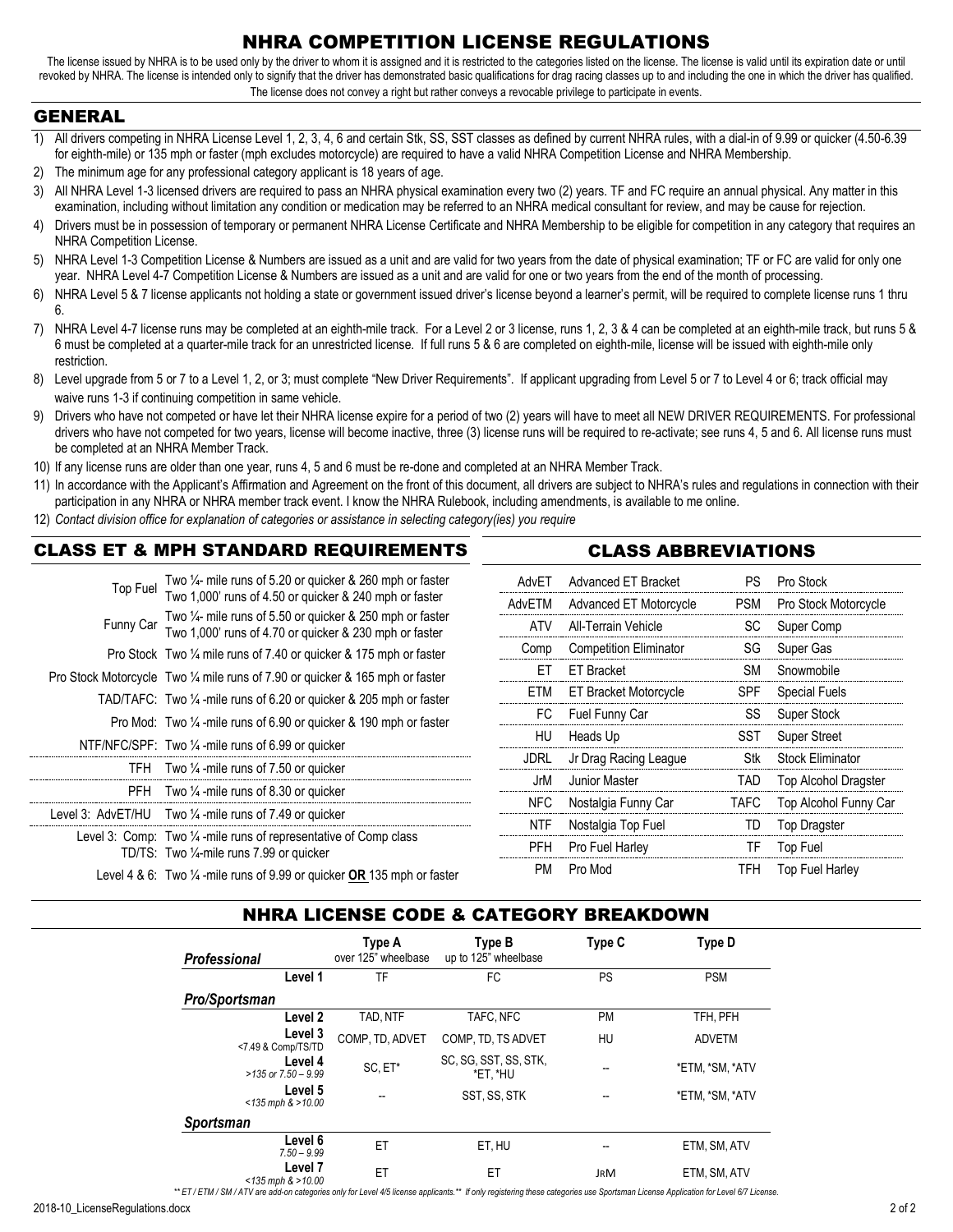# NHRA COMPETITION LICENSE REGULATIONS

The license issued by NHRA is to be used only by the driver to whom it is assigned and it is restricted to the categories listed on the license. The license is valid until its expiration date or until revoked by NHRA. The license is intended only to signify that the driver has demonstrated basic qualifications for drag racing classes up to and including the one in which the driver has qualified. The license does not convey a right but rather conveys a revocable privilege to participate in events.

## GENERAL

1) All drivers competing in NHRA License Level 1, 2, 3, 4, 6 and certain Stk, SS, SST classes as defined by current NHRA rules, with a dial-in of 9.99 or quicker (4.50-6.39 for eighth-mile) or 135 mph or faster (mph excludes motorcycle) are required to have a valid NHRA Competition License and NHRA Membership.
2) The minimum age for any professional category applicant is 18 years of age.
3) All NHRA Level 1-3 licensed drivers are required to pass an NHRA physical examination every two (2) years. TF and FC require an annual physical. Any matter in this examination, including without limitation any condition or medication may be referred to an NHRA medical consultant for review, and may be cause for rejection.
4) Drivers must be in possession of temporary or permanent NHRA License Certificate and NHRA Membership to be eligible for competition in any category that requires an NHRA Competition License.
5) NHRA Level 1-3 Competition License & Numbers are issued as a unit and are valid for two years from the date of physical examination; TF or FC are valid for only one year. NHRA Level 4-7 Competition License & Numbers are issued as a unit and are valid for one or two years from the end of the month of processing.
6) NHRA Level 5 & 7 license applicants not holding a state or government issued driver's license beyond a learner's permit, will be required to complete license runs 1 thru 6.
7) NHRA Level 4-7 license runs may be completed at an eighth-mile track. For a Level 2 or 3 license, runs 1, 2, 3 & 4 can be completed at an eighth-mile track, but runs 5 & 6 must be completed at a quarter-mile track for an unrestricted license. If full runs 5 & 6 are completed on eighth-mile, license will be issued with eighth-mile only restriction.
8) Level upgrade from 5 or 7 to a Level 1, 2, or 3; must complete "New Driver Requirements". If applicant upgrading from Level 5 or 7 to Level 4 or 6; track official may waive runs 1-3 if continuing competition in same vehicle.
9) Drivers who have not competed or have let their NHRA license expire for a period of two (2) years will have to meet all NEW DRIVER REQUIREMENTS. For professional drivers who have not competed for two years, license will become inactive, three (3) license runs will be required to re-activate; see runs 4, 5 and 6. All license runs must be completed at an NHRA Member Track.
10) If any license runs are older than one year, runs 4, 5 and 6 must be re-done and completed at an NHRA Member Track.
11) In accordance with the Applicant's Affirmation and Agreement on the front of this document, all drivers are subject to NHRA's rules and regulations in connection with their participation in any NHRA or NHRA member track event. I know the NHRA Rulebook, including amendments, is available to me online.
12) *Contact division office for explanation of categories or assistance in selecting category(ies) you require*

## CLASS ET & MPH STANDARD REQUIREMENTS

| | |
|---|---|
| Top Fuel | Two ¼- mile runs of 5.20 or quicker & 260 mph or faster<br>Two 1,000' runs of 4.50 or quicker & 240 mph or faster |
| Funny Car | Two ¼- mile runs of 5.50 or quicker & 250 mph or faster<br>Two 1,000' runs of 4.70 or quicker & 230 mph or faster |
| Pro Stock | Two ¼ mile runs of 7.40 or quicker & 175 mph or faster |
| Pro Stock Motorcycle | Two ¼ mile runs of 7.90 or quicker & 165 mph or faster |
| TAD/TAFC: | Two ¼ -mile runs of 6.20 or quicker & 205 mph or faster |
| Pro Mod: | Two ¼ -mile runs of 6.90 or quicker & 190 mph or faster |
| NTF/NFC/SPF: | Two ¼ -mile runs of 6.99 or quicker |
| TFH | Two ¼ -mile runs of 7.50 or quicker |
| PFH | Two ¼ -mile runs of 8.30 or quicker |
| Level 3: AdvET/HU | Two ¼ -mile runs of 7.49 or quicker |
| Level 3: Comp:<br>TD/TS: | Two ¼ -mile runs of representative of Comp class<br>Two ¼-mile runs 7.99 or quicker |
| Level 4 & 6: | Two ¼ -mile runs of 9.99 or quicker **OR** 135 mph or faster |

## CLASS ABBREVIATIONS

| | | | |
|---|---|---|---|
| AdvET | Advanced ET Bracket | PS | Pro Stock |
| AdvETM | Advanced ET Motorcycle | PSM | Pro Stock Motorcycle |
| ATV | All-Terrain Vehicle | SC | Super Comp |
| Comp | Competition Eliminator | SG | Super Gas |
| ET | ET Bracket | SM | Snowmobile |
| ETM | ET Bracket Motorcycle | SPF | Special Fuels |
| FC | Fuel Funny Car | SS | Super Stock |
| HU | Heads Up | SST | Super Street |
| JDRL | Jr Drag Racing League | Stk | Stock Eliminator |
| JrM | Junior Master | TAD | Top Alcohol Dragster |
| NFC | Nostalgia Funny Car | TAFC | Top Alcohol Funny Car |
| NTF | Nostalgia Top Fuel | TD | Top Dragster |
| PFH | Pro Fuel Harley | TF | Top Fuel |
| PM | Pro Mod | TFH | Top Fuel Harley |

## NHRA LICENSE CODE & CATEGORY BREAKDOWN

| *Professional* | Type A<br>over 125" wheelbase | Type B<br>up to 125" wheelbase | Type C | Type D |
|---|---|---|---|---|
| Level 1 | TF | FC | PS | PSM |
| *Pro/Sportsman* | | | | |
| Level 2 | TAD, NTF | TAFC, NFC | PM | TFH, PFH |
| Level 3<br><7.49 & Comp/TS/TD | COMP, TD, ADVET | COMP, TD, TS ADVET | HU | ADVETM |
| Level 4<br>*>135 or 7.50 – 9.99* | SC, ET* | SC, SG, SST, SS, STK, *ET, *HU | -- | *ETM, *SM, *ATV |
| Level 5<br>*<135 mph & >10.00* | -- | SST, SS, STK | -- | *ETM, *SM, *ATV |
| *Sportsman* | | | | |
| Level 6<br>*7.50 – 9.99* | ET | ET, HU | -- | ETM, SM, ATV |
| Level 7<br>*<135 mph & >10.00* | ET | ET | JrM | ETM, SM, ATV |

*\*\* ET / ETM / SM / ATV are add-on categories only for Level 4/5 license applicants.\*\* If only registering these categories use Sportsman License Application for Level 6/7 License.*

2018-10_LicenseRegulations.docx